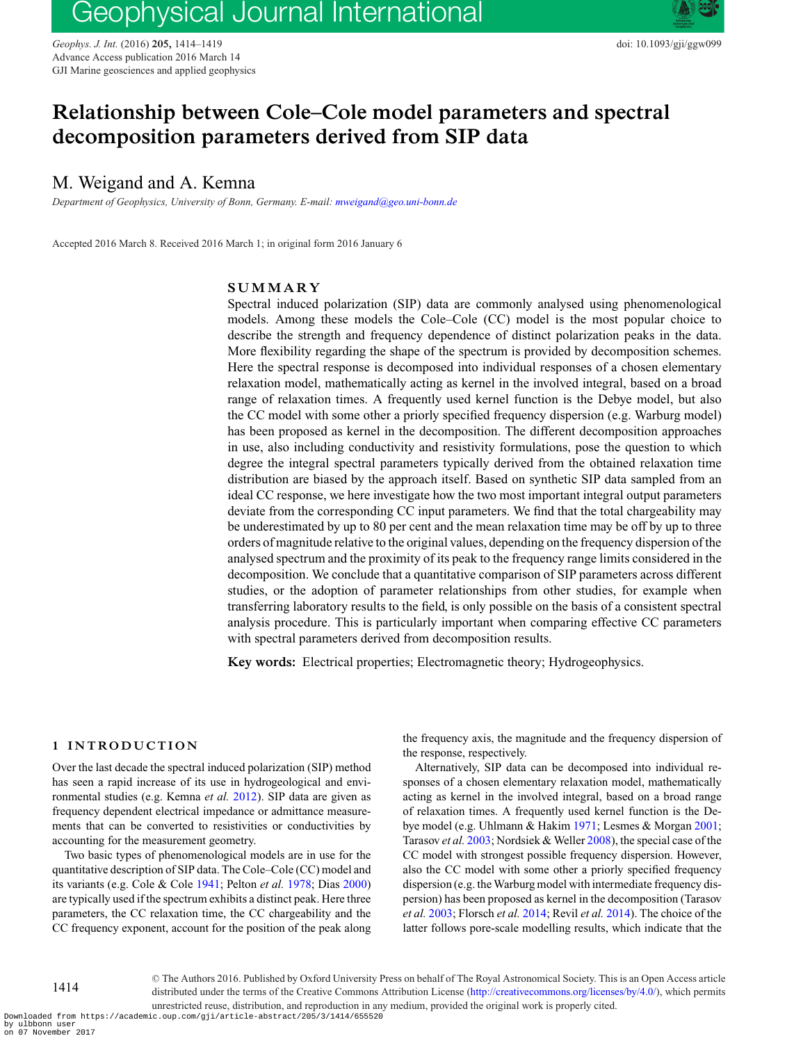# Relationship between Cole–Cole model parameters and spectral decomposition parameters derived from SIP data

M. Weigand and A. Kemna

*Department of Geophysics, University of Bonn, Germany. E-mail: mweigand@geo.uni-bonn.de*

Accepted 2016 March 8. Received 2016 March 1; in original form 2016 January 6

## SUMMARY

Spectral induced polarization (SIP) data are commonly analysed using phenomenological models. Among these models the Cole–Cole (CC) model is the most popular choice to describe the strength and frequency dependence of distinct polarization peaks in the data. More flexibility regarding the shape of the spectrum is provided by decomposition schemes. Here the spectral response is decomposed into individual responses of a chosen elementary relaxation model, mathematically acting as kernel in the involved integral, based on a broad range of relaxation times. A frequently used kernel function is the Debye model, but also the CC model with some other a priorly specified frequency dispersion (e.g. Warburg model) has been proposed as kernel in the decomposition. The different decomposition approaches in use, also including conductivity and resistivity formulations, pose the question to which degree the integral spectral parameters typically derived from the obtained relaxation time distribution are biased by the approach itself. Based on synthetic SIP data sampled from an ideal CC response, we here investigate how the two most important integral output parameters deviate from the corresponding CC input parameters. We find that the total chargeability may be underestimated by up to 80 per cent and the mean relaxation time may be off by up to three orders of magnitude relative to the original values, depending on the frequency dispersion of the analysed spectrum and the proximity of its peak to the frequency range limits considered in the decomposition. We conclude that a quantitative comparison of SIP parameters across different studies, or the adoption of parameter relationships from other studies, for example when transferring laboratory results to the field, is only possible on the basis of a consistent spectral analysis procedure. This is particularly important when comparing effective CC parameters with spectral parameters derived from decomposition results.

**Key words:** Electrical properties; Electromagnetic theory; Hydrogeophysics.

## 1 INTRODUCTION

Over the last decade the spectral induced polarization (SIP) method has seen a rapid increase of its use in hydrogeological and environmental studies (e.g. Kemna *et al.* 2012). SIP data are given as frequency dependent electrical impedance or admittance measurements that can be converted to resistivities or conductivities by accounting for the measurement geometry.

Two basic types of phenomenological models are in use for the quantitative description of SIP data. The Cole–Cole (CC) model and its variants (e.g. Cole & Cole 1941; Pelton *et al.* 1978; Dias 2000) are typically used if the spectrum exhibits a distinct peak. Here three parameters, the CC relaxation time, the CC chargeability and the CC frequency exponent, account for the position of the peak along the frequency axis, the magnitude and the frequency dispersion of the response, respectively.

Alternatively, SIP data can be decomposed into individual responses of a chosen elementary relaxation model, mathematically acting as kernel in the involved integral, based on a broad range of relaxation times. A frequently used kernel function is the Debye model (e.g. Uhlmann & Hakim 1971; Lesmes & Morgan 2001; Tarasov *et al.* 2003; Nordsiek & Weller 2008), the special case of the CC model with strongest possible frequency dispersion. However, also the CC model with some other a priorly specified frequency dispersion (e.g. the Warburg model with intermediate frequency dispersion) has been proposed as kernel in the decomposition (Tarasov *et al.* 2003; Florsch *et al.* 2014; Revil *et al.* 2014). The choice of the latter follows pore-scale modelling results, which indicate that the

© The Authors 2016. Published by Oxford University Press on behalf of The Royal Astronomical Society. This is an Open Access article distributed under the terms of the Creative Commons Attribution License (http://creativecommons.org/licenses/by/4.0/), which permits unrestricted reuse, distribution, and reproduction in any medium, provided the original work is properly cited.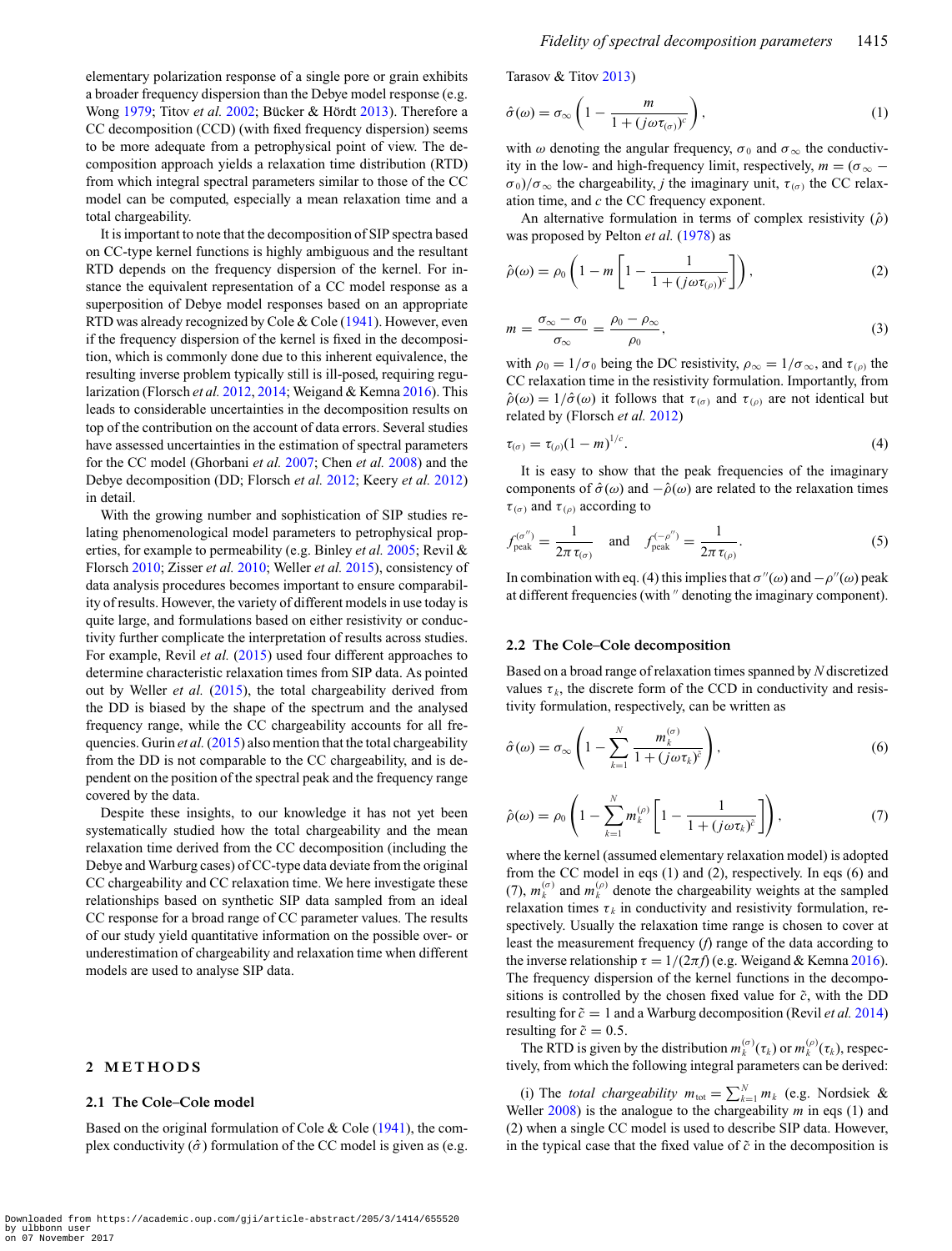elementary polarization response of a single pore or grain exhibits a broader frequency dispersion than the Debye model response (e.g. Wong 1979; Titov *et al.* 2002; Bücker & Hördt 2013). Therefore a CC decomposition (CCD) (with fixed frequency dispersion) seems to be more adequate from a petrophysical point of view. The decomposition approach yields a relaxation time distribution (RTD) from which integral spectral parameters similar to those of the CC model can be computed, especially a mean relaxation time and a total chargeability.

It is important to note that the decomposition of SIP spectra based on CC-type kernel functions is highly ambiguous and the resultant RTD depends on the frequency dispersion of the kernel. For instance the equivalent representation of a CC model response as a superposition of Debye model responses based on an appropriate RTD was already recognized by Cole & Cole (1941). However, even if the frequency dispersion of the kernel is fixed in the decomposition, which is commonly done due to this inherent equivalence, the resulting inverse problem typically still is ill-posed, requiring regularization (Florsch *et al.* 2012, 2014; Weigand & Kemna 2016). This leads to considerable uncertainties in the decomposition results on top of the contribution on the account of data errors. Several studies have assessed uncertainties in the estimation of spectral parameters for the CC model (Ghorbani *et al.* 2007; Chen *et al.* 2008) and the Debye decomposition (DD; Florsch *et al.* 2012; Keery *et al.* 2012) in detail.

With the growing number and sophistication of SIP studies relating phenomenological model parameters to petrophysical properties, for example to permeability (e.g. Binley *et al.* 2005; Revil & Florsch 2010; Zisser *et al.* 2010; Weller *et al.* 2015), consistency of data analysis procedures becomes important to ensure comparability of results. However, the variety of different models in use today is quite large, and formulations based on either resistivity or conductivity further complicate the interpretation of results across studies. For example, Revil *et al.* (2015) used four different approaches to determine characteristic relaxation times from SIP data. As pointed out by Weller *et al.* (2015), the total chargeability derived from the DD is biased by the shape of the spectrum and the analysed frequency range, while the CC chargeability accounts for all frequencies. Gurin *et al.* (2015) also mention that the total chargeability from the DD is not comparable to the CC chargeability, and is dependent on the position of the spectral peak and the frequency range covered by the data.

Despite these insights, to our knowledge it has not yet been systematically studied how the total chargeability and the mean relaxation time derived from the CC decomposition (including the Debye and Warburg cases) of CC-type data deviate from the original CC chargeability and CC relaxation time. We here investigate these relationships based on synthetic SIP data sampled from an ideal CC response for a broad range of CC parameter values. The results of our study yield quantitative information on the possible over- or underestimation of chargeability and relaxation time when different models are used to analyse SIP data.

## 2 METHODS

### 2.1 The Cole–Cole model

Based on the original formulation of Cole & Cole (1941), the complex conductivity ($\hat{\sigma}$) formulation of the CC model is given as (e.g. Tarasov & Titov 2013)

$$\hat{\sigma}(\omega) = \sigma_\infty \left(1 - \frac{m}{1 + (j\omega\tau_{(\sigma)})^c}\right), \tag{1}$$

with $\omega$ denoting the angular frequency, $\sigma_0$ and $\sigma_\infty$ the conductivity in the low- and high-frequency limit, respectively, $m = (\sigma_\infty - \sigma_0)/\sigma_\infty$ the chargeability, $j$ the imaginary unit, $\tau_{(\sigma)}$ the CC relaxation time, and $c$ the CC frequency exponent.

An alternative formulation in terms of complex resistivity ($\hat{\rho}$) was proposed by Pelton *et al.* (1978) as

$$\hat{\rho}(\omega) = \rho_0 \left(1 - m\left[1 - \frac{1}{1 + (j\omega\tau_{(\rho)})^c}\right]\right), \tag{2}$$

$$m = \frac{\sigma_\infty - \sigma_0}{\sigma_\infty} = \frac{\rho_0 - \rho_\infty}{\rho_0}, \tag{3}$$

with $\rho_0 = 1/\sigma_0$ being the DC resistivity, $\rho_\infty = 1/\sigma_\infty$, and $\tau_{(\rho)}$ the CC relaxation time in the resistivity formulation. Importantly, from $\hat{\rho}(\omega) = 1/\hat{\sigma}(\omega)$ it follows that $\tau_{(\sigma)}$ and $\tau_{(\rho)}$ are not identical but related by (Florsch *et al.* 2012)

$$\tau_{(\sigma)} = \tau_{(\rho)}(1 - m)^{1/c}. \tag{4}$$

It is easy to show that the peak frequencies of the imaginary components of $\hat{\sigma}(\omega)$ and $-\hat{\rho}(\omega)$ are related to the relaxation times $\tau_{(\sigma)}$ and $\tau_{(\rho)}$ according to

$$f_{\text{peak}}^{(\sigma'')} = \frac{1}{2\pi\,\tau_{(\sigma)}} \quad \text{and} \quad f_{\text{peak}}^{(-\rho'')} = \frac{1}{2\pi\,\tau_{(\rho)}}. \tag{5}$$

In combination with eq. (4) this implies that $\sigma''(\omega)$ and $-\rho''(\omega)$ peak at different frequencies (with $''$ denoting the imaginary component).

### 2.2 The Cole–Cole decomposition

Based on a broad range of relaxation times spanned by $N$ discretized values $\tau_k$, the discrete form of the CCD in conductivity and resistivity formulation, respectively, can be written as

$$\hat{\sigma}(\omega) = \sigma_\infty \left(1 - \sum_{k=1}^{N} \frac{m_k^{(\sigma)}}{1 + (j\omega\tau_k)^{\tilde{c}}}\right), \tag{6}$$

$$\hat{\rho}(\omega) = \rho_0 \left(1 - \sum_{k=1}^{N} m_k^{(\rho)}\left[1 - \frac{1}{1 + (j\omega\tau_k)^{\tilde{c}}}\right]\right), \tag{7}$$

where the kernel (assumed elementary relaxation model) is adopted from the CC model in eqs (1) and (2), respectively. In eqs (6) and (7), $m_k^{(\sigma)}$ and $m_k^{(\rho)}$ denote the chargeability weights at the sampled relaxation times $\tau_k$ in conductivity and resistivity formulation, respectively. Usually the relaxation time range is chosen to cover at least the measurement frequency ($f$) range of the data according to the inverse relationship $\tau = 1/(2\pi f)$ (e.g. Weigand & Kemna 2016). The frequency dispersion of the kernel functions in the decompositions is controlled by the chosen fixed value for $\tilde{c}$, with the DD resulting for $\tilde{c} = 1$ and a Warburg decomposition (Revil *et al.* 2014) resulting for $\tilde{c} = 0.5$.

The RTD is given by the distribution $m_k^{(\sigma)}(\tau_k)$ or $m_k^{(\rho)}(\tau_k)$, respectively, from which the following integral parameters can be derived:

(i) The *total chargeability* $m_{\text{tot}} = \sum_{k=1}^{N} m_k$ (e.g. Nordsiek & Weller 2008) is the analogue to the chargeability $m$ in eqs (1) and (2) when a single CC model is used to describe SIP data. However, in the typical case that the fixed value of $\tilde{c}$ in the decomposition is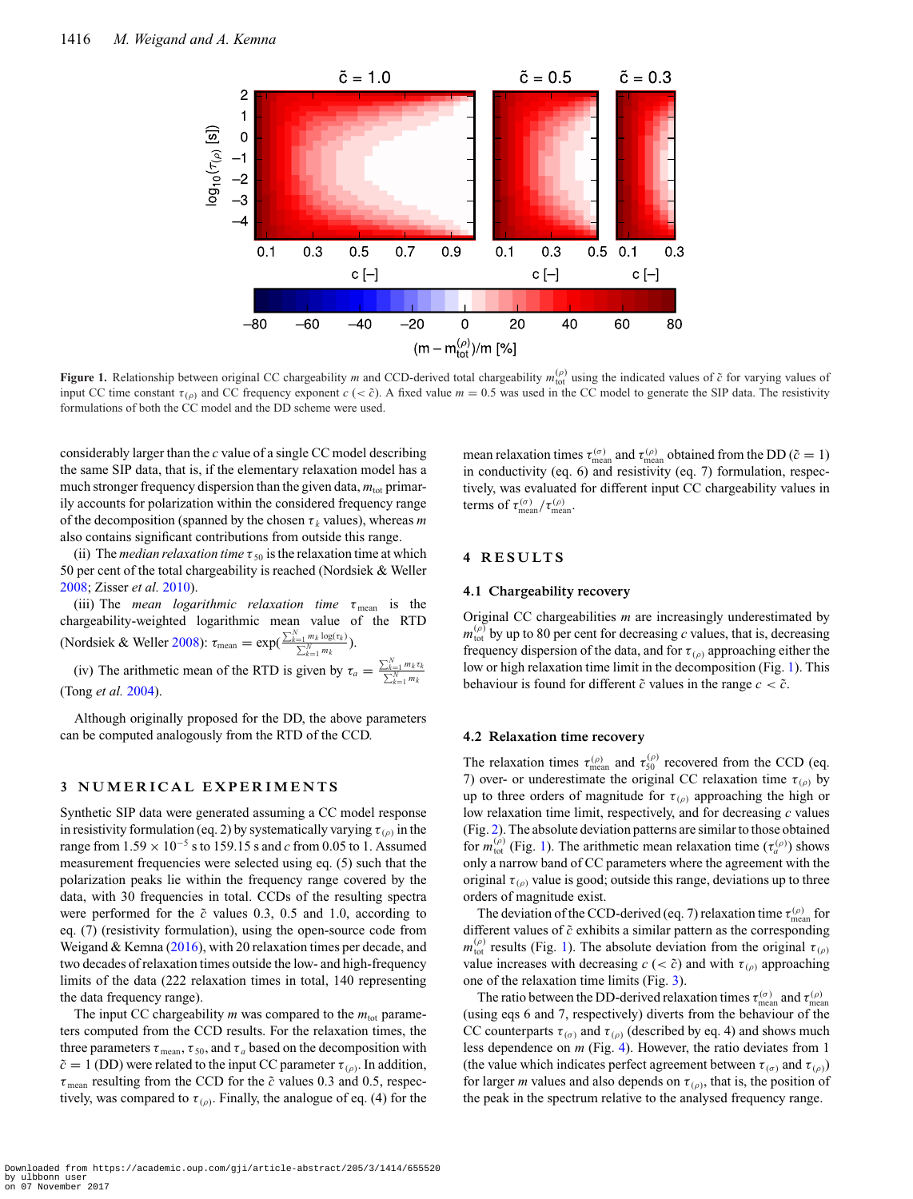**Figure 1.** Relationship between original CC chargeability $m$ and CCD-derived total chargeability $m_{\text{tot}}^{(\rho)}$ using the indicated values of $\tilde{c}$ for varying values of input CC time constant $\tau_{(\rho)}$ and CC frequency exponent $c$ ($< \tilde{c}$). A fixed value $m = 0.5$ was used in the CC model to generate the SIP data. The resistivity formulations of both the CC model and the DD scheme were used.

considerably larger than the $c$ value of a single CC model describing the same SIP data, that is, if the elementary relaxation model has a much stronger frequency dispersion than the given data, $m_{\text{tot}}$ primarily accounts for polarization within the considered frequency range of the decomposition (spanned by the chosen $\tau_k$ values), whereas $m$ also contains significant contributions from outside this range.

(ii) The *median relaxation time* $\tau_{50}$ is the relaxation time at which 50 per cent of the total chargeability is reached (Nordsiek & Weller 2008; Zisser *et al.* 2010).

(iii) The *mean logarithmic relaxation time* $\tau_{\text{mean}}$ is the chargeability-weighted logarithmic mean value of the RTD (Nordsiek & Weller 2008): $\tau_{\text{mean}} = \exp(\frac{\sum_{k=1}^{N} m_k \log(\tau_k)}{\sum_{k=1}^{N} m_k})$.

(iv) The arithmetic mean of the RTD is given by $\tau_a = \frac{\sum_{k=1}^{N} m_k \tau_k}{\sum_{k=1}^{N} m_k}$ (Tong *et al.* 2004).

Although originally proposed for the DD, the above parameters can be computed analogously from the RTD of the CCD.

## 3 NUMERICAL EXPERIMENTS

Synthetic SIP data were generated assuming a CC model response in resistivity formulation (eq. 2) by systematically varying $\tau_{(\rho)}$ in the range from $1.59 \times 10^{-5}$ s to 159.15 s and $c$ from 0.05 to 1. Assumed measurement frequencies were selected using eq. (5) such that the polarization peaks lie within the frequency range covered by the data, with 30 frequencies in total. CCDs of the resulting spectra were performed for the $\tilde{c}$ values 0.3, 0.5 and 1.0, according to eq. (7) (resistivity formulation), using the open-source code from Weigand & Kemna (2016), with 20 relaxation times per decade, and two decades of relaxation times outside the low- and high-frequency limits of the data (222 relaxation times in total, 140 representing the data frequency range).

The input CC chargeability $m$ was compared to the $m_{\text{tot}}$ parameters computed from the CCD results. For the relaxation times, the three parameters $\tau_{\text{mean}}$, $\tau_{50}$, and $\tau_a$ based on the decomposition with $\tilde{c} = 1$ (DD) were related to the input CC parameter $\tau_{(\rho)}$. In addition, $\tau_{\text{mean}}$ resulting from the CCD for the $\tilde{c}$ values 0.3 and 0.5, respectively, was compared to $\tau_{(\rho)}$. Finally, the analogue of eq. (4) for the mean relaxation times $\tau_{\text{mean}}^{(\sigma)}$ and $\tau_{\text{mean}}^{(\rho)}$ obtained from the DD ($\tilde{c} = 1$) in conductivity (eq. 6) and resistivity (eq. 7) formulation, respectively, was evaluated for different input CC chargeability values in terms of $\tau_{\text{mean}}^{(\sigma)} / \tau_{\text{mean}}^{(\rho)}$.

## 4 RESULTS

### 4.1 Chargeability recovery

Original CC chargeabilities $m$ are increasingly underestimated by $m_{\text{tot}}^{(\rho)}$ by up to 80 per cent for decreasing $c$ values, that is, decreasing frequency dispersion of the data, and for $\tau_{(\rho)}$ approaching either the low or high relaxation time limit in the decomposition (Fig. 1). This behaviour is found for different $\tilde{c}$ values in the range $c < \tilde{c}$.

### 4.2 Relaxation time recovery

The relaxation times $\tau_{\text{mean}}^{(\rho)}$ and $\tau_{50}^{(\rho)}$ recovered from the CCD (eq. 7) over- or underestimate the original CC relaxation time $\tau_{(\rho)}$ by up to three orders of magnitude for $\tau_{(\rho)}$ approaching the high or low relaxation time limit, respectively, and for decreasing $c$ values (Fig. 2). The absolute deviation patterns are similar to those obtained for $m_{\text{tot}}^{(\rho)}$ (Fig. 1). The arithmetic mean relaxation time ($\tau_a^{(\rho)}$) shows only a narrow band of CC parameters where the agreement with the original $\tau_{(\rho)}$ value is good; outside this range, deviations up to three orders of magnitude exist.

The deviation of the CCD-derived (eq. 7) relaxation time $\tau_{\text{mean}}^{(\rho)}$ for different values of $\tilde{c}$ exhibits a similar pattern as the corresponding $m_{\text{tot}}^{(\rho)}$ results (Fig. 1). The absolute deviation from the original $\tau_{(\rho)}$ value increases with decreasing $c$ ($< \tilde{c}$) and with $\tau_{(\rho)}$ approaching one of the relaxation time limits (Fig. 3).

The ratio between the DD-derived relaxation times $\tau_{\text{mean}}^{(\sigma)}$ and $\tau_{\text{mean}}^{(\rho)}$ (using eqs 6 and 7, respectively) diverts from the behaviour of the CC counterparts $\tau_{(\sigma)}$ and $\tau_{(\rho)}$ (described by eq. 4) and shows much less dependence on $m$ (Fig. 4). However, the ratio deviates from 1 (the value which indicates perfect agreement between $\tau_{(\sigma)}$ and $\tau_{(\rho)}$) for larger $m$ values and also depends on $\tau_{(\rho)}$, that is, the position of the peak in the spectrum relative to the analysed frequency range.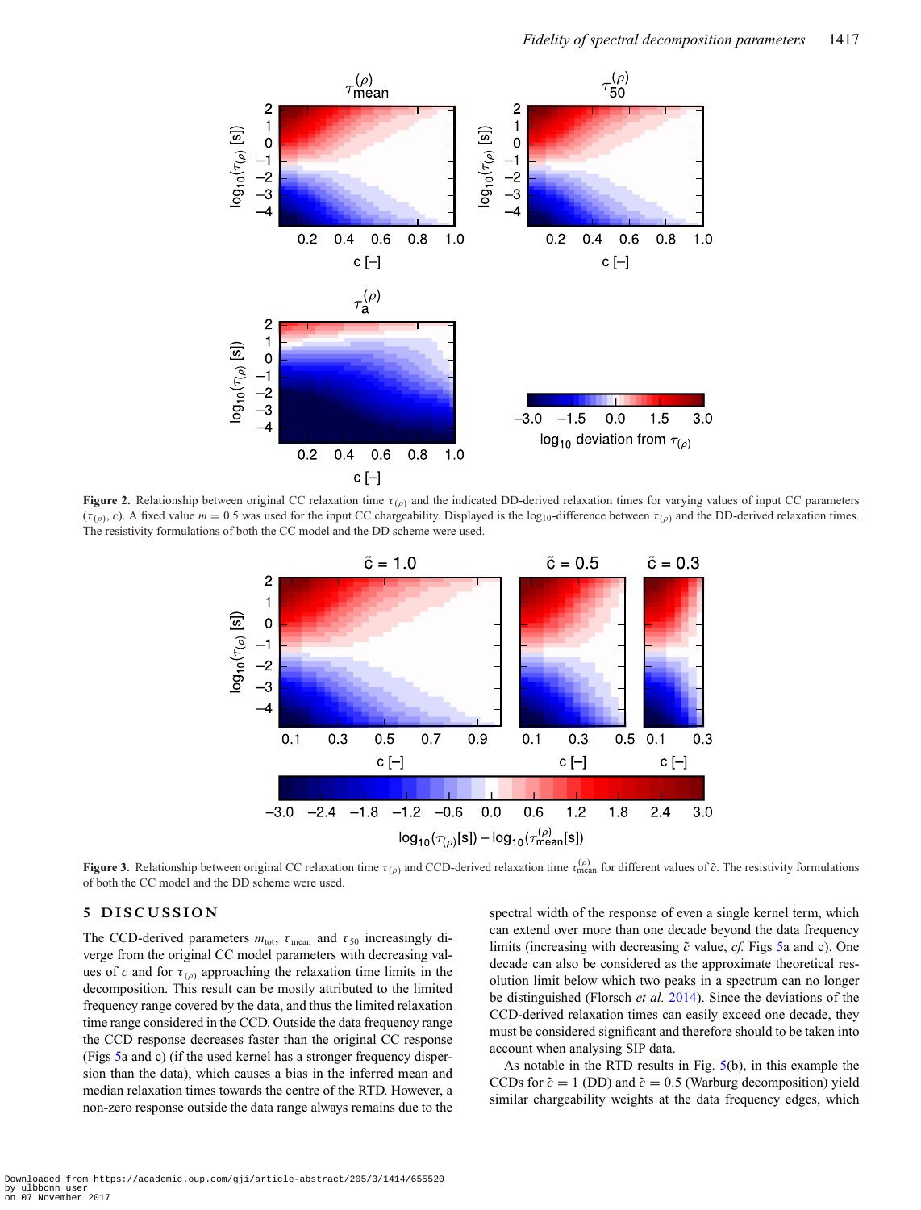**Figure 2.** Relationship between original CC relaxation time $\tau_{(\rho)}$ and the indicated DD-derived relaxation times for varying values of input CC parameters ($\tau_{(\rho)}$, $c$). A fixed value $m = 0.5$ was used for the input CC chargeability. Displayed is the $\log_{10}$-difference between $\tau_{(\rho)}$ and the DD-derived relaxation times. The resistivity formulations of both the CC model and the DD scheme were used.

**Figure 3.** Relationship between original CC relaxation time $\tau_{(\rho)}$ and CCD-derived relaxation time $\tau_{\mathrm{mean}}^{(\rho)}$ for different values of $\tilde{c}$. The resistivity formulations of both the CC model and the DD scheme were used.

## 5 DISCUSSION

The CCD-derived parameters $m_{\mathrm{tot}}$, $\tau_{\mathrm{mean}}$ and $\tau_{50}$ increasingly diverge from the original CC model parameters with decreasing values of $c$ and for $\tau_{(\rho)}$ approaching the relaxation time limits in the decomposition. This result can be mostly attributed to the limited frequency range covered by the data, and thus the limited relaxation time range considered in the CCD. Outside the data frequency range the CCD response decreases faster than the original CC response (Figs 5a and c) (if the used kernel has a stronger frequency dispersion than the data), which causes a bias in the inferred mean and median relaxation times towards the centre of the RTD. However, a non-zero response outside the data range always remains due to the spectral width of the response of even a single kernel term, which can extend over more than one decade beyond the data frequency limits (increasing with decreasing $\tilde{c}$ value, *cf.* Figs 5a and c). One decade can also be considered as the approximate theoretical resolution limit below which two peaks in a spectrum can no longer be distinguished (Florsch *et al.* 2014). Since the deviations of the CCD-derived relaxation times can easily exceed one decade, they must be considered significant and therefore should to be taken into account when analysing SIP data.

As notable in the RTD results in Fig. 5(b), in this example the CCDs for $\tilde{c} = 1$ (DD) and $\tilde{c} = 0.5$ (Warburg decomposition) yield similar chargeability weights at the data frequency edges, which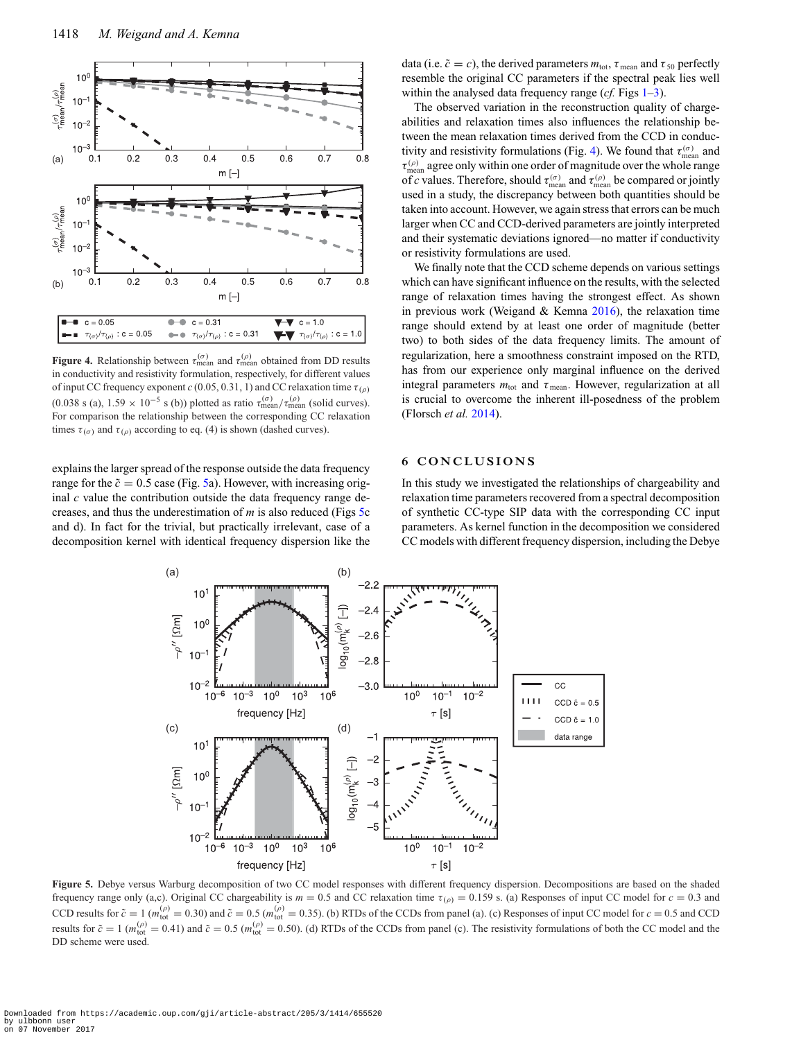**Figure 4.** Relationship between $\tau_{\mathrm{mean}}^{(\sigma)}$ and $\tau_{\mathrm{mean}}^{(\rho)}$ obtained from DD results in conductivity and resistivity formulation, respectively, for different values of input CC frequency exponent $c$ (0.05, 0.31, 1) and CC relaxation time $\tau_{(\rho)}$ (0.038 s (a), $1.59 \times 10^{-5}$ s (b)) plotted as ratio $\tau_{\mathrm{mean}}^{(\sigma)}/\tau_{\mathrm{mean}}^{(\rho)}$ (solid curves). For comparison the relationship between the corresponding CC relaxation times $\tau_{(\sigma)}$ and $\tau_{(\rho)}$ according to eq. (4) is shown (dashed curves).

explains the larger spread of the response outside the data frequency range for the $\tilde{c} = 0.5$ case (Fig. 5a). However, with increasing original $c$ value the contribution outside the data frequency range decreases, and thus the underestimation of $m$ is also reduced (Figs 5c and d). In fact for the trivial, but practically irrelevant, case of a decomposition kernel with identical frequency dispersion like the data (i.e. $\tilde{c} = c$), the derived parameters $m_{\mathrm{tot}}$, $\tau_{\mathrm{mean}}$ and $\tau_{50}$ perfectly resemble the original CC parameters if the spectral peak lies well within the analysed data frequency range (*cf.* Figs 1–3).

The observed variation in the reconstruction quality of chargeabilities and relaxation times also influences the relationship between the mean relaxation times derived from the CCD in conductivity and resistivity formulations (Fig. 4). We found that $\tau_{\mathrm{mean}}^{(\sigma)}$ and $\tau_{\mathrm{mean}}^{(\rho)}$ agree only within one order of magnitude over the whole range of $c$ values. Therefore, should $\tau_{\mathrm{mean}}^{(\sigma)}$ and $\tau_{\mathrm{mean}}^{(\rho)}$ be compared or jointly used in a study, the discrepancy between both quantities should be taken into account. However, we again stress that errors can be much larger when CC and CCD-derived parameters are jointly interpreted and their systematic deviations ignored—no matter if conductivity or resistivity formulations are used.

We finally note that the CCD scheme depends on various settings which can have significant influence on the results, with the selected range of relaxation times having the strongest effect. As shown in previous work (Weigand & Kemna 2016), the relaxation time range should extend by at least one order of magnitude (better two) to both sides of the data frequency limits. The amount of regularization, here a smoothness constraint imposed on the RTD, has from our experience only marginal influence on the derived integral parameters $m_{\mathrm{tot}}$ and $\tau_{\mathrm{mean}}$. However, regularization at all is crucial to overcome the inherent ill-posedness of the problem (Florsch *et al.* 2014).

## 6 CONCLUSIONS

In this study we investigated the relationships of chargeability and relaxation time parameters recovered from a spectral decomposition of synthetic CC-type SIP data with the corresponding CC input parameters. As kernel function in the decomposition we considered CC models with different frequency dispersion, including the Debye

**Figure 5.** Debye versus Warburg decomposition of two CC model responses with different frequency dispersion. Decompositions are based on the shaded frequency range only (a,c). Original CC chargeability is $m = 0.5$ and CC relaxation time $\tau_{(\rho)} = 0.159$ s. (a) Responses of input CC model for $c = 0.3$ and CCD results for $\tilde{c} = 1$ ($m_{\mathrm{tot}}^{(\rho)} = 0.30$) and $\tilde{c} = 0.5$ ($m_{\mathrm{tot}}^{(\rho)} = 0.35$). (b) RTDs of the CCDs from panel (a). (c) Responses of input CC model for $c = 0.5$ and CCD results for $\tilde{c} = 1$ ($m_{\mathrm{tot}}^{(\rho)} = 0.41$) and $\tilde{c} = 0.5$ ($m_{\mathrm{tot}}^{(\rho)} = 0.50$). (d) RTDs of the CCDs from panel (c). The resistivity formulations of both the CC model and the DD scheme were used.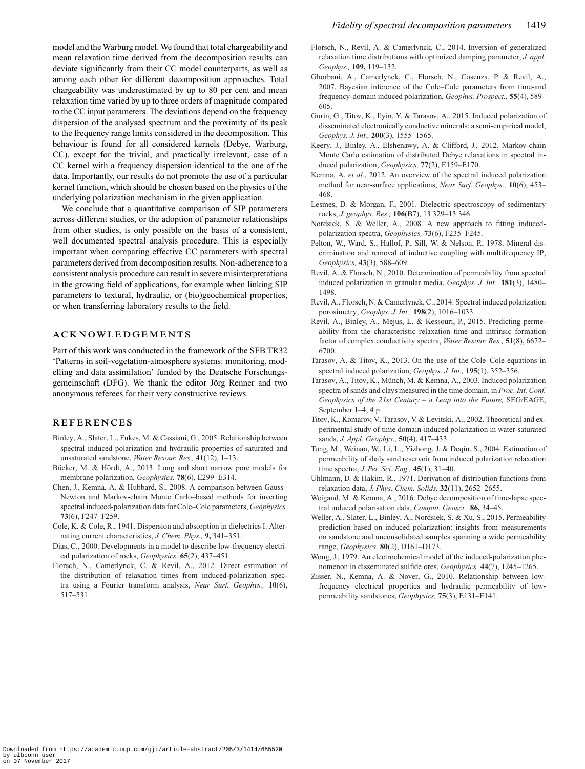model and the Warburg model. We found that total chargeability and mean relaxation time derived from the decomposition results can deviate significantly from their CC model counterparts, as well as among each other for different decomposition approaches. Total chargeability was underestimated by up to 80 per cent and mean relaxation time varied by up to three orders of magnitude compared to the CC input parameters. The deviations depend on the frequency dispersion of the analysed spectrum and the proximity of its peak to the frequency range limits considered in the decomposition. This behaviour is found for all considered kernels (Debye, Warburg, CC), except for the trivial, and practically irrelevant, case of a CC kernel with a frequency dispersion identical to the one of the data. Importantly, our results do not promote the use of a particular kernel function, which should be chosen based on the physics of the underlying polarization mechanism in the given application.

We conclude that a quantitative comparison of SIP parameters across different studies, or the adoption of parameter relationships from other studies, is only possible on the basis of a consistent, well documented spectral analysis procedure. This is especially important when comparing effective CC parameters with spectral parameters derived from decomposition results. Non-adherence to a consistent analysis procedure can result in severe misinterpretations in the growing field of applications, for example when linking SIP parameters to textural, hydraulic, or (bio)geochemical properties, or when transferring laboratory results to the field.

## ACKNOWLEDGEMENTS

Part of this work was conducted in the framework of the SFB TR32 'Patterns in soil-vegetation-atmosphere systems: monitoring, modelling and data assimilation' funded by the Deutsche Forschungsgemeinschaft (DFG). We thank the editor Jörg Renner and two anonymous referees for their very constructive reviews.

## REFERENCES

Binley, A., Slater, L., Fukes, M. & Cassiani, G., 2005. Relationship between spectral induced polarization and hydraulic properties of saturated and unsaturated sandstone, *Water Resour. Res.,* **41**(12), 1–13.

Bücker, M. & Hördt, A., 2013. Long and short narrow pore models for membrane polarization, *Geophysics,* **78**(6), E299–E314.

Chen, J., Kemna, A. & Hubbard, S., 2008. A comparison between Gauss–Newton and Markov-chain Monte Carlo–based methods for inverting spectral induced-polarization data for Cole–Cole parameters, *Geophysics,* **73**(6), F247–F259.

Cole, K. & Cole, R., 1941. Dispersion and absorption in dielectrics I. Alternating current characteristics, *J. Chem. Phys.,* **9,** 341–351.

Dias, C., 2000. Developments in a model to describe low-frequency electrical polarization of rocks, *Geophysics,* **65**(2), 437–451.

Florsch, N., Camerlynck, C. & Revil, A., 2012. Direct estimation of the distribution of relaxation times from induced-polarization spectra using a Fourier transform analysis, *Near Surf. Geophys.,* **10**(6), 517–531.

Florsch, N., Revil, A. & Camerlynck, C., 2014. Inversion of generalized relaxation time distributions with optimized damping parameter, *J. appl. Geophys.,* **109,** 119–132.

Ghorbani, A., Camerlynck, C., Florsch, N., Cosenza, P. & Revil, A., 2007. Bayesian inference of the Cole–Cole parameters from time-and frequency-domain induced polarization, *Geophys. Prospect.,* **55**(4), 589–605.

Gurin, G., Titov, K., Ilyin, Y. & Tarasov, A., 2015. Induced polarization of disseminated electronically conductive minerals: a semi-empirical model, *Geophys. J. Int.,* **200**(3), 1555–1565.

Keery, J., Binley, A., Elshenawy, A. & Clifford, J., 2012. Markov-chain Monte Carlo estimation of distributed Debye relaxations in spectral induced polarization, *Geophysics,* **77**(2), E159–E170.

Kemna, A. *et al.*, 2012. An overview of the spectral induced polarization method for near-surface applications, *Near Surf. Geophys.,* **10**(6), 453–468.

Lesmes, D. & Morgan, F., 2001. Dielectric spectroscopy of sedimentary rocks, *J. geophys. Res.,* **106**(B7), 13 329–13 346.

Nordsiek, S. & Weller, A., 2008. A new approach to fitting induced-polarization spectra, *Geophysics,* **73**(6), F235–F245.

Pelton, W., Ward, S., Hallof, P., Sill, W. & Nelson, P., 1978. Mineral discrimination and removal of inductive coupling with multifrequency IP, *Geophysics,* **43**(3), 588–609.

Revil, A. & Florsch, N., 2010. Determination of permeability from spectral induced polarization in granular media, *Geophys. J. Int.,* **181**(3), 1480–1498.

Revil, A., Florsch, N. & Camerlynck, C., 2014. Spectral induced polarization porosimetry, *Geophys. J. Int.,* **198**(2), 1016–1033.

Revil, A., Binley, A., Mejus, L. & Kessouri, P., 2015. Predicting permeability from the characteristic relaxation time and intrinsic formation factor of complex conductivity spectra, *Water Resour. Res.,* **51**(8), 6672–6700.

Tarasov, A. & Titov, K., 2013. On the use of the Cole–Cole equations in spectral induced polarization, *Geophys. J. Int.,* **195**(1), 352–356.

Tarasov, A., Titov, K., Münch, M. & Kemna, A., 2003. Induced polarization spectra of sands and clays measured in the time domain, in *Proc. Int. Conf. Geophysics of the 21st Century – a Leap into the Future,* SEG/EAGE, September 1–4, 4 p.

Titov, K., Komarov, V., Tarasov, V. & Levitski, A., 2002. Theoretical and experimental study of time domain-induced polarization in water-saturated sands, *J. Appl. Geophys.,* **50**(4), 417–433.

Tong, M., Weinan, W., Li, L., Yizhong, J. & Deqin, S., 2004. Estimation of permeability of shaly sand reservoir from induced polarization relaxation time spectra, *J. Pet. Sci. Eng.,* **45**(1), 31–40.

Uhlmann, D. & Hakim, R., 1971. Derivation of distribution functions from relaxation data, *J. Phys. Chem. Solids,* **32**(11), 2652–2655.

Weigand, M. & Kemna, A., 2016. Debye decomposition of time-lapse spectral induced polarisation data, *Comput. Geosci.,* **86,** 34–45.

Weller, A., Slater, L., Binley, A., Nordsiek, S. & Xu, S., 2015. Permeability prediction based on induced polarization: insights from measurements on sandstone and unconsolidated samples spanning a wide permeability range, *Geophysics,* **80**(2), D161–D173.

Wong, J., 1979. An electrochemical model of the induced-polarization phenomenon in disseminated sulfide ores, *Geophysics,* **44**(7), 1245–1265.

Zisser, N., Kemna, A. & Nover, G., 2010. Relationship between low-frequency electrical properties and hydraulic permeability of low-permeability sandstones, *Geophysics,* **75**(3), E131–E141.